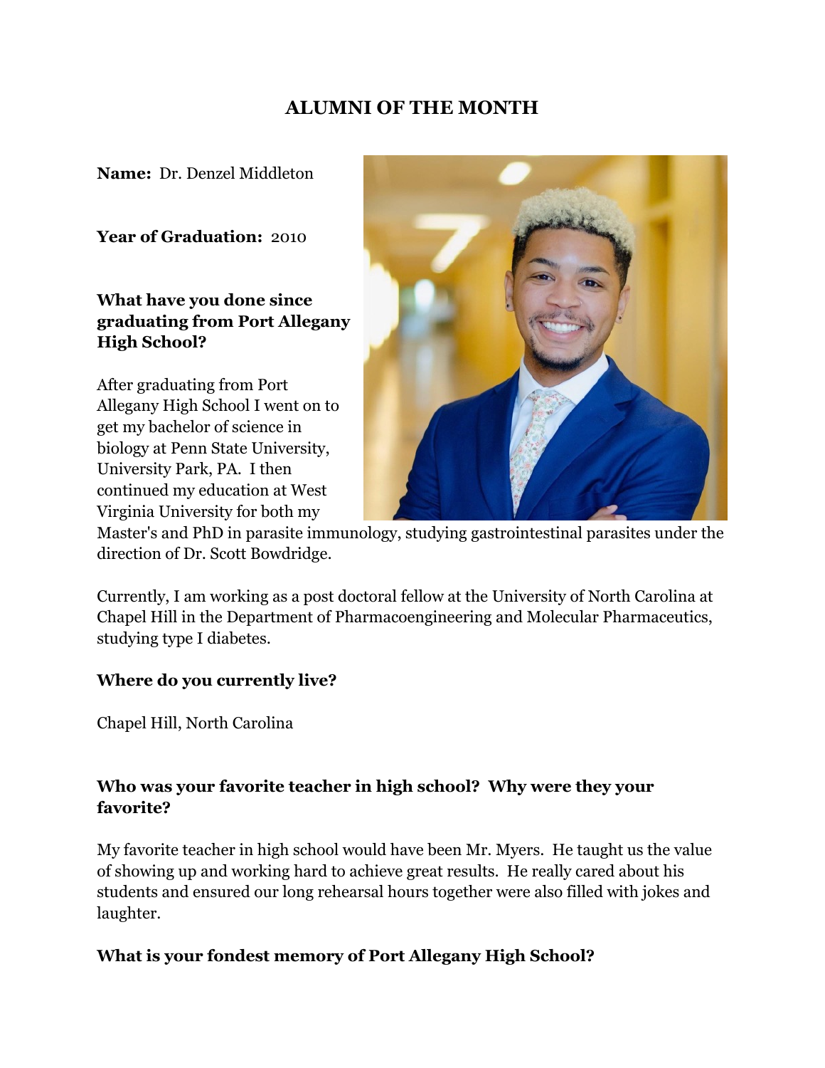# ALUMNI OF THE MONTH

**Name:** Dr. Denzel Middleton

**Year of Graduation:** 2010

**What have you done since graduating from Port Allegany High School?**

After graduating from Port Allegany High School I went on to get my bachelor of science in biology at Penn State University, University Park, PA. I then continued my education at West Virginia University for both my Master's and PhD in parasite immunology, studying gastrointestinal parasites under the direction of Dr. Scott Bowdridge.

Currently, I am working as a post doctoral fellow at the University of North Carolina at Chapel Hill in the Department of Pharmacoengineering and Molecular Pharmaceutics, studying type I diabetes.

**Where do you currently live?**

Chapel Hill, North Carolina

**Who was your favorite teacher in high school? Why were they your favorite?**

My favorite teacher in high school would have been Mr. Myers. He taught us the value of showing up and working hard to achieve great results. He really cared about his students and ensured our long rehearsal hours together were also filled with jokes and laughter.

**What is your fondest memory of Port Allegany High School?**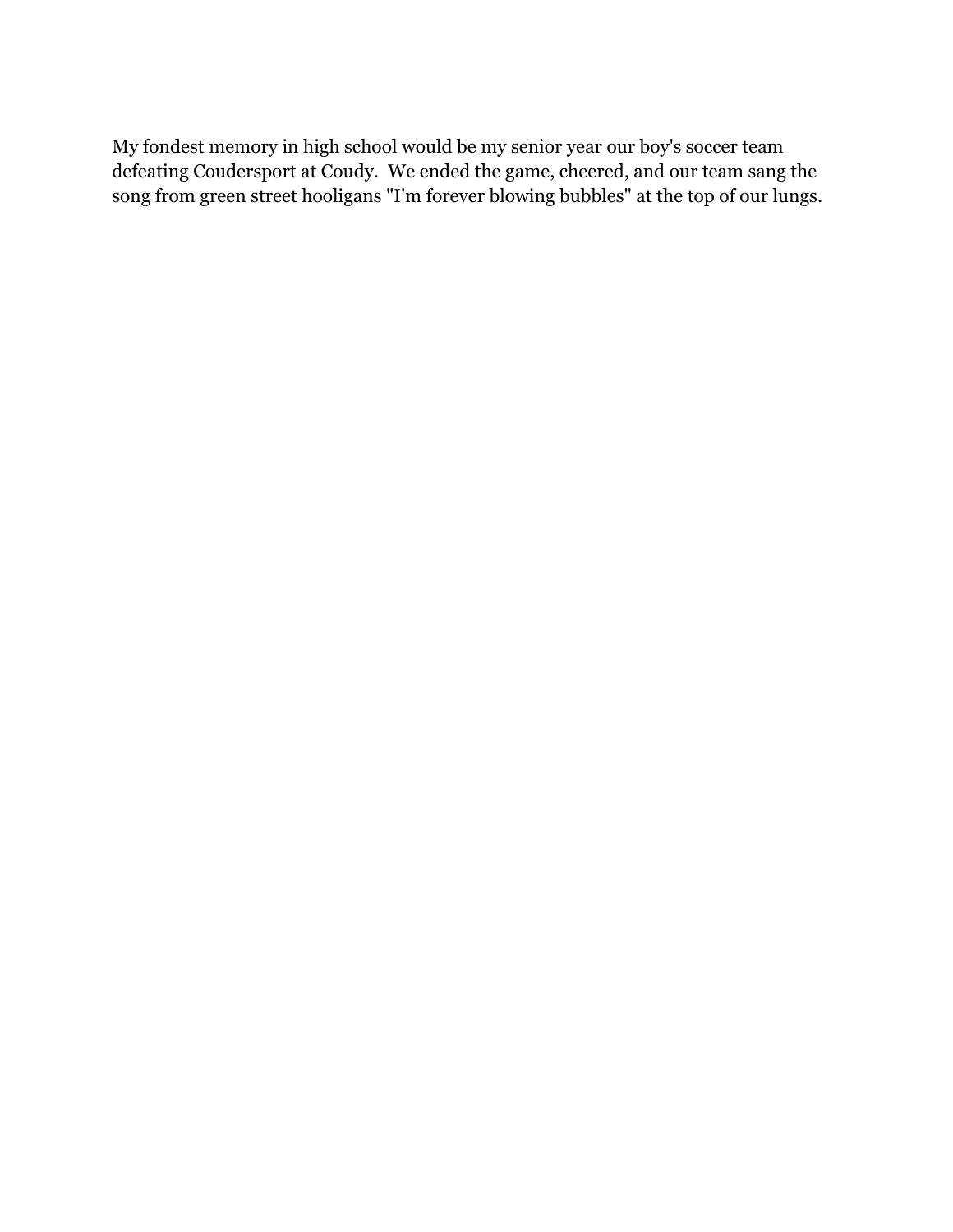My fondest memory in high school would be my senior year our boy's soccer team defeating Coudersport at Coudy.  We ended the game, cheered, and our team sang the song from green street hooligans "I'm forever blowing bubbles" at the top of our lungs.